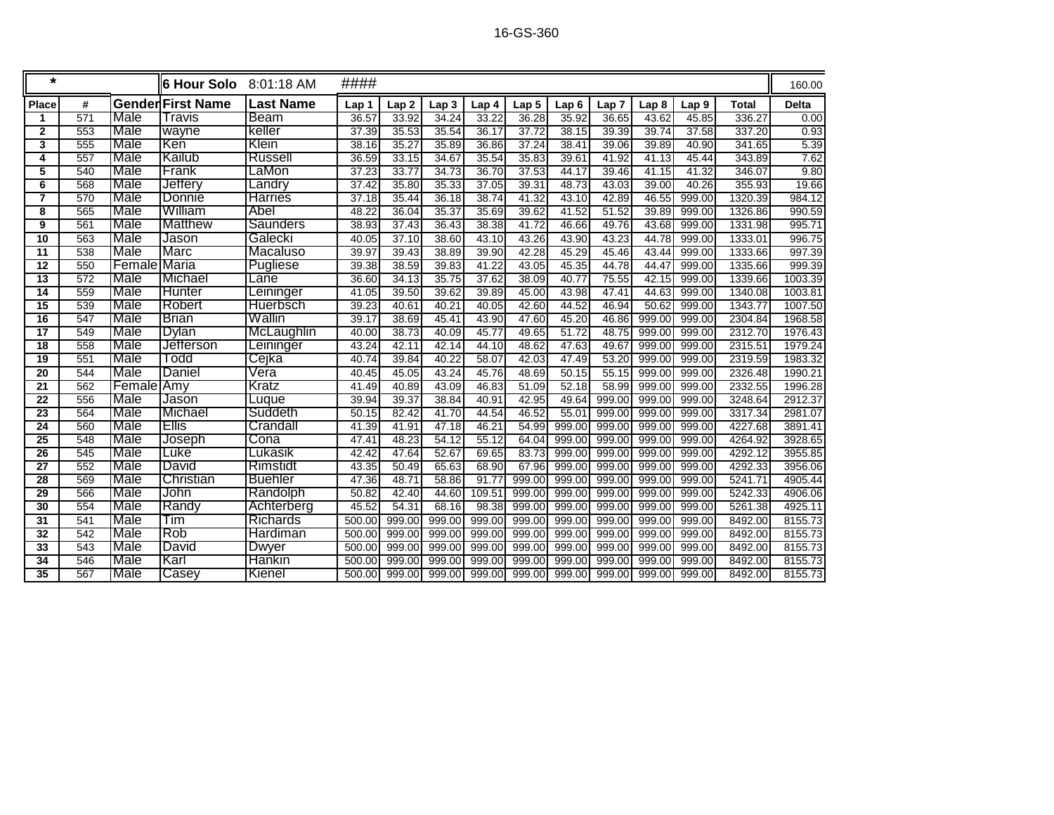16-GS-360

| * | | | 6 Hour Solo | 8:01:18 AM | #### | | | | | | | | | | 160.00 |
|---|---|---|---|---|---|---|---|---|---|---|---|---|---|---|---|
| Place | # | Gender | First Name | Last Name | Lap 1 | Lap 2 | Lap 3 | Lap 4 | Lap 5 | Lap 6 | Lap 7 | Lap 8 | Lap 9 | Total | Delta |
| 1 | 571 | Male | Travis | Beam | 36.57 | 33.92 | 34.24 | 33.22 | 36.28 | 35.92 | 36.65 | 43.62 | 45.85 | 336.27 | 0.00 |
| 2 | 553 | Male | wayne | keller | 37.39 | 35.53 | 35.54 | 36.17 | 37.72 | 38.15 | 39.39 | 39.74 | 37.58 | 337.20 | 0.93 |
| 3 | 555 | Male | Ken | Klein | 38.16 | 35.27 | 35.89 | 36.86 | 37.24 | 38.41 | 39.06 | 39.89 | 40.90 | 341.65 | 5.39 |
| 4 | 557 | Male | Kailub | Russell | 36.59 | 33.15 | 34.67 | 35.54 | 35.83 | 39.61 | 41.92 | 41.13 | 45.44 | 343.89 | 7.62 |
| 5 | 540 | Male | Frank | LaMon | 37.23 | 33.77 | 34.73 | 36.70 | 37.53 | 44.17 | 39.46 | 41.15 | 41.32 | 346.07 | 9.80 |
| 6 | 568 | Male | Jeffery | Landry | 37.42 | 35.80 | 35.33 | 37.05 | 39.31 | 48.73 | 43.03 | 39.00 | 40.26 | 355.93 | 19.66 |
| 7 | 570 | Male | Donnie | Harries | 37.18 | 35.44 | 36.18 | 38.74 | 41.32 | 43.10 | 42.89 | 46.55 | 999.00 | 1320.39 | 984.12 |
| 8 | 565 | Male | William | Abel | 48.22 | 36.04 | 35.37 | 35.69 | 39.62 | 41.52 | 51.52 | 39.89 | 999.00 | 1326.86 | 990.59 |
| 9 | 561 | Male | Matthew | Saunders | 38.93 | 37.43 | 36.43 | 38.38 | 41.72 | 46.66 | 49.76 | 43.68 | 999.00 | 1331.98 | 995.71 |
| 10 | 563 | Male | Jason | Galecki | 40.05 | 37.10 | 38.60 | 43.10 | 43.26 | 43.90 | 43.23 | 44.78 | 999.00 | 1333.01 | 996.75 |
| 11 | 538 | Male | Marc | Macaluso | 39.97 | 39.43 | 38.89 | 39.90 | 42.28 | 45.29 | 45.46 | 43.44 | 999.00 | 1333.66 | 997.39 |
| 12 | 550 | Female | Maria | Pugliese | 39.38 | 38.59 | 39.83 | 41.22 | 43.05 | 45.35 | 44.78 | 44.47 | 999.00 | 1335.66 | 999.39 |
| 13 | 572 | Male | Michael | Lane | 36.60 | 34.13 | 35.75 | 37.62 | 38.09 | 40.77 | 75.55 | 42.15 | 999.00 | 1339.66 | 1003.39 |
| 14 | 559 | Male | Hunter | Leininger | 41.05 | 39.50 | 39.62 | 39.89 | 45.00 | 43.98 | 47.41 | 44.63 | 999.00 | 1340.08 | 1003.81 |
| 15 | 539 | Male | Robert | Huerbsch | 39.23 | 40.61 | 40.21 | 40.05 | 42.60 | 44.52 | 46.94 | 50.62 | 999.00 | 1343.77 | 1007.50 |
| 16 | 547 | Male | Brian | Wallin | 39.17 | 38.69 | 45.41 | 43.90 | 47.60 | 45.20 | 46.86 | 999.00 | 999.00 | 2304.84 | 1968.58 |
| 17 | 549 | Male | Dylan | McLaughlin | 40.00 | 38.73 | 40.09 | 45.77 | 49.65 | 51.72 | 48.75 | 999.00 | 999.00 | 2312.70 | 1976.43 |
| 18 | 558 | Male | Jefferson | Leininger | 43.24 | 42.11 | 42.14 | 44.10 | 48.62 | 47.63 | 49.67 | 999.00 | 999.00 | 2315.51 | 1979.24 |
| 19 | 551 | Male | Todd | Cejka | 40.74 | 39.84 | 40.22 | 58.07 | 42.03 | 47.49 | 53.20 | 999.00 | 999.00 | 2319.59 | 1983.32 |
| 20 | 544 | Male | Daniel | Vera | 40.45 | 45.05 | 43.24 | 45.76 | 48.69 | 50.15 | 55.15 | 999.00 | 999.00 | 2326.48 | 1990.21 |
| 21 | 562 | Female | Amy | Kratz | 41.49 | 40.89 | 43.09 | 46.83 | 51.09 | 52.18 | 58.99 | 999.00 | 999.00 | 2332.55 | 1996.28 |
| 22 | 556 | Male | Jason | Luque | 39.94 | 39.37 | 38.84 | 40.91 | 42.95 | 49.64 | 999.00 | 999.00 | 999.00 | 3248.64 | 2912.37 |
| 23 | 564 | Male | Michael | Suddeth | 50.15 | 82.42 | 41.70 | 44.54 | 46.52 | 55.01 | 999.00 | 999.00 | 999.00 | 3317.34 | 2981.07 |
| 24 | 560 | Male | Ellis | Crandall | 41.39 | 41.91 | 47.18 | 46.21 | 54.99 | 999.00 | 999.00 | 999.00 | 999.00 | 4227.68 | 3891.41 |
| 25 | 548 | Male | Joseph | Cona | 47.41 | 48.23 | 54.12 | 55.12 | 64.04 | 999.00 | 999.00 | 999.00 | 999.00 | 4264.92 | 3928.65 |
| 26 | 545 | Male | Luke | Lukasik | 42.42 | 47.64 | 52.67 | 69.65 | 83.73 | 999.00 | 999.00 | 999.00 | 999.00 | 4292.12 | 3955.85 |
| 27 | 552 | Male | David | Rimstidt | 43.35 | 50.49 | 65.63 | 68.90 | 67.96 | 999.00 | 999.00 | 999.00 | 999.00 | 4292.33 | 3956.06 |
| 28 | 569 | Male | Christian | Buehler | 47.36 | 48.71 | 58.86 | 91.77 | 999.00 | 999.00 | 999.00 | 999.00 | 999.00 | 5241.71 | 4905.44 |
| 29 | 566 | Male | John | Randolph | 50.82 | 42.40 | 44.60 | 109.51 | 999.00 | 999.00 | 999.00 | 999.00 | 999.00 | 5242.33 | 4906.06 |
| 30 | 554 | Male | Randy | Achterberg | 45.52 | 54.31 | 68.16 | 98.38 | 999.00 | 999.00 | 999.00 | 999.00 | 999.00 | 5261.38 | 4925.11 |
| 31 | 541 | Male | Tim | Richards | 500.00 | 999.00 | 999.00 | 999.00 | 999.00 | 999.00 | 999.00 | 999.00 | 999.00 | 8492.00 | 8155.73 |
| 32 | 542 | Male | Rob | Hardiman | 500.00 | 999.00 | 999.00 | 999.00 | 999.00 | 999.00 | 999.00 | 999.00 | 999.00 | 8492.00 | 8155.73 |
| 33 | 543 | Male | David | Dwyer | 500.00 | 999.00 | 999.00 | 999.00 | 999.00 | 999.00 | 999.00 | 999.00 | 999.00 | 8492.00 | 8155.73 |
| 34 | 546 | Male | Karl | Hankin | 500.00 | 999.00 | 999.00 | 999.00 | 999.00 | 999.00 | 999.00 | 999.00 | 999.00 | 8492.00 | 8155.73 |
| 35 | 567 | Male | Casey | Kienel | 500.00 | 999.00 | 999.00 | 999.00 | 999.00 | 999.00 | 999.00 | 999.00 | 999.00 | 8492.00 | 8155.73 |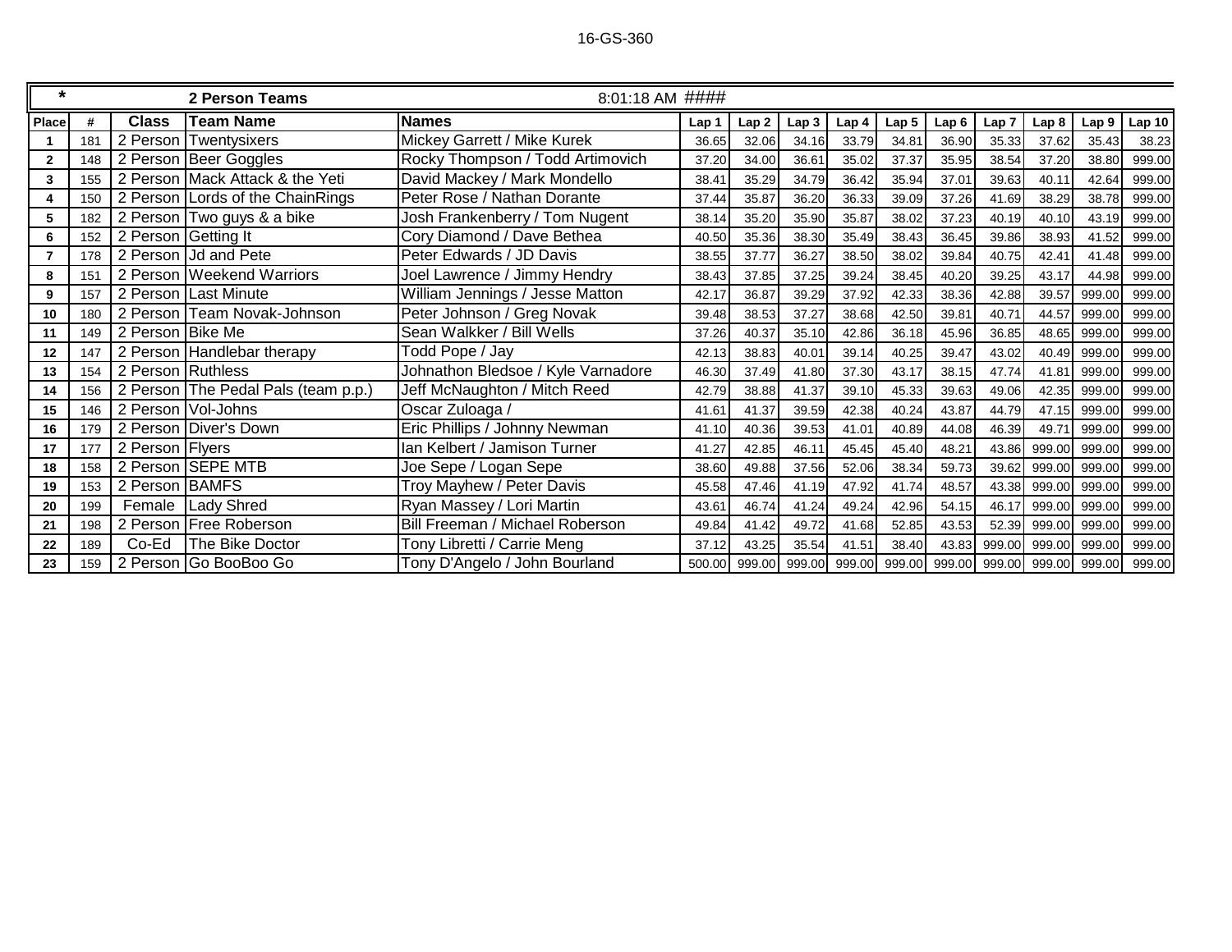16-GS-360

| * | | | 2 Person Teams | 8:01:18 AM #### | | | | | | | | | | |
|---|---|---|---|---|---|---|---|---|---|---|---|---|---|---|
| Place | # | Class | Team Name | Names | Lap 1 | Lap 2 | Lap 3 | Lap 4 | Lap 5 | Lap 6 | Lap 7 | Lap 8 | Lap 9 | Lap 10 |
| 1 | 181 | 2 Person | Twentysixers | Mickey Garrett / Mike Kurek | 36.65 | 32.06 | 34.16 | 33.79 | 34.81 | 36.90 | 35.33 | 37.62 | 35.43 | 38.23 |
| 2 | 148 | 2 Person | Beer Goggles | Rocky Thompson / Todd Artimovich | 37.20 | 34.00 | 36.61 | 35.02 | 37.37 | 35.95 | 38.54 | 37.20 | 38.80 | 999.00 |
| 3 | 155 | 2 Person | Mack Attack & the Yeti | David Mackey / Mark Mondello | 38.41 | 35.29 | 34.79 | 36.42 | 35.94 | 37.01 | 39.63 | 40.11 | 42.64 | 999.00 |
| 4 | 150 | 2 Person | Lords of the ChainRings | Peter Rose / Nathan Dorante | 37.44 | 35.87 | 36.20 | 36.33 | 39.09 | 37.26 | 41.69 | 38.29 | 38.78 | 999.00 |
| 5 | 182 | 2 Person | Two guys & a bike | Josh Frankenberry / Tom Nugent | 38.14 | 35.20 | 35.90 | 35.87 | 38.02 | 37.23 | 40.19 | 40.10 | 43.19 | 999.00 |
| 6 | 152 | 2 Person | Getting It | Cory Diamond / Dave Bethea | 40.50 | 35.36 | 38.30 | 35.49 | 38.43 | 36.45 | 39.86 | 38.93 | 41.52 | 999.00 |
| 7 | 178 | 2 Person | Jd and Pete | Peter Edwards / JD Davis | 38.55 | 37.77 | 36.27 | 38.50 | 38.02 | 39.84 | 40.75 | 42.41 | 41.48 | 999.00 |
| 8 | 151 | 2 Person | Weekend Warriors | Joel Lawrence / Jimmy Hendry | 38.43 | 37.85 | 37.25 | 39.24 | 38.45 | 40.20 | 39.25 | 43.17 | 44.98 | 999.00 |
| 9 | 157 | 2 Person | Last Minute | William Jennings / Jesse Matton | 42.17 | 36.87 | 39.29 | 37.92 | 42.33 | 38.36 | 42.88 | 39.57 | 999.00 | 999.00 |
| 10 | 180 | 2 Person | Team Novak-Johnson | Peter Johnson / Greg Novak | 39.48 | 38.53 | 37.27 | 38.68 | 42.50 | 39.81 | 40.71 | 44.57 | 999.00 | 999.00 |
| 11 | 149 | 2 Person | Bike Me | Sean Walkker / Bill Wells | 37.26 | 40.37 | 35.10 | 42.86 | 36.18 | 45.96 | 36.85 | 48.65 | 999.00 | 999.00 |
| 12 | 147 | 2 Person | Handlebar therapy | Todd Pope / Jay | 42.13 | 38.83 | 40.01 | 39.14 | 40.25 | 39.47 | 43.02 | 40.49 | 999.00 | 999.00 |
| 13 | 154 | 2 Person | Ruthless | Johnathon Bledsoe / Kyle Varnadore | 46.30 | 37.49 | 41.80 | 37.30 | 43.17 | 38.15 | 47.74 | 41.81 | 999.00 | 999.00 |
| 14 | 156 | 2 Person | The Pedal Pals (team p.p.) | Jeff McNaughton / Mitch Reed | 42.79 | 38.88 | 41.37 | 39.10 | 45.33 | 39.63 | 49.06 | 42.35 | 999.00 | 999.00 |
| 15 | 146 | 2 Person | Vol-Johns | Oscar Zuloaga / | 41.61 | 41.37 | 39.59 | 42.38 | 40.24 | 43.87 | 44.79 | 47.15 | 999.00 | 999.00 |
| 16 | 179 | 2 Person | Diver's Down | Eric Phillips / Johnny Newman | 41.10 | 40.36 | 39.53 | 41.01 | 40.89 | 44.08 | 46.39 | 49.71 | 999.00 | 999.00 |
| 17 | 177 | 2 Person | Flyers | Ian Kelbert / Jamison Turner | 41.27 | 42.85 | 46.11 | 45.45 | 45.40 | 48.21 | 43.86 | 999.00 | 999.00 | 999.00 |
| 18 | 158 | 2 Person | SEPE MTB | Joe Sepe / Logan Sepe | 38.60 | 49.88 | 37.56 | 52.06 | 38.34 | 59.73 | 39.62 | 999.00 | 999.00 | 999.00 |
| 19 | 153 | 2 Person | BAMFS | Troy Mayhew / Peter Davis | 45.58 | 47.46 | 41.19 | 47.92 | 41.74 | 48.57 | 43.38 | 999.00 | 999.00 | 999.00 |
| 20 | 199 | Female | Lady Shred | Ryan Massey / Lori Martin | 43.61 | 46.74 | 41.24 | 49.24 | 42.96 | 54.15 | 46.17 | 999.00 | 999.00 | 999.00 |
| 21 | 198 | 2 Person | Free Roberson | Bill Freeman / Michael Roberson | 49.84 | 41.42 | 49.72 | 41.68 | 52.85 | 43.53 | 52.39 | 999.00 | 999.00 | 999.00 |
| 22 | 189 | Co-Ed | The Bike Doctor | Tony Libretti / Carrie Meng | 37.12 | 43.25 | 35.54 | 41.51 | 38.40 | 43.83 | 999.00 | 999.00 | 999.00 | 999.00 |
| 23 | 159 | 2 Person | Go BooBoo Go | Tony D'Angelo / John Bourland | 500.00 | 999.00 | 999.00 | 999.00 | 999.00 | 999.00 | 999.00 | 999.00 | 999.00 | 999.00 |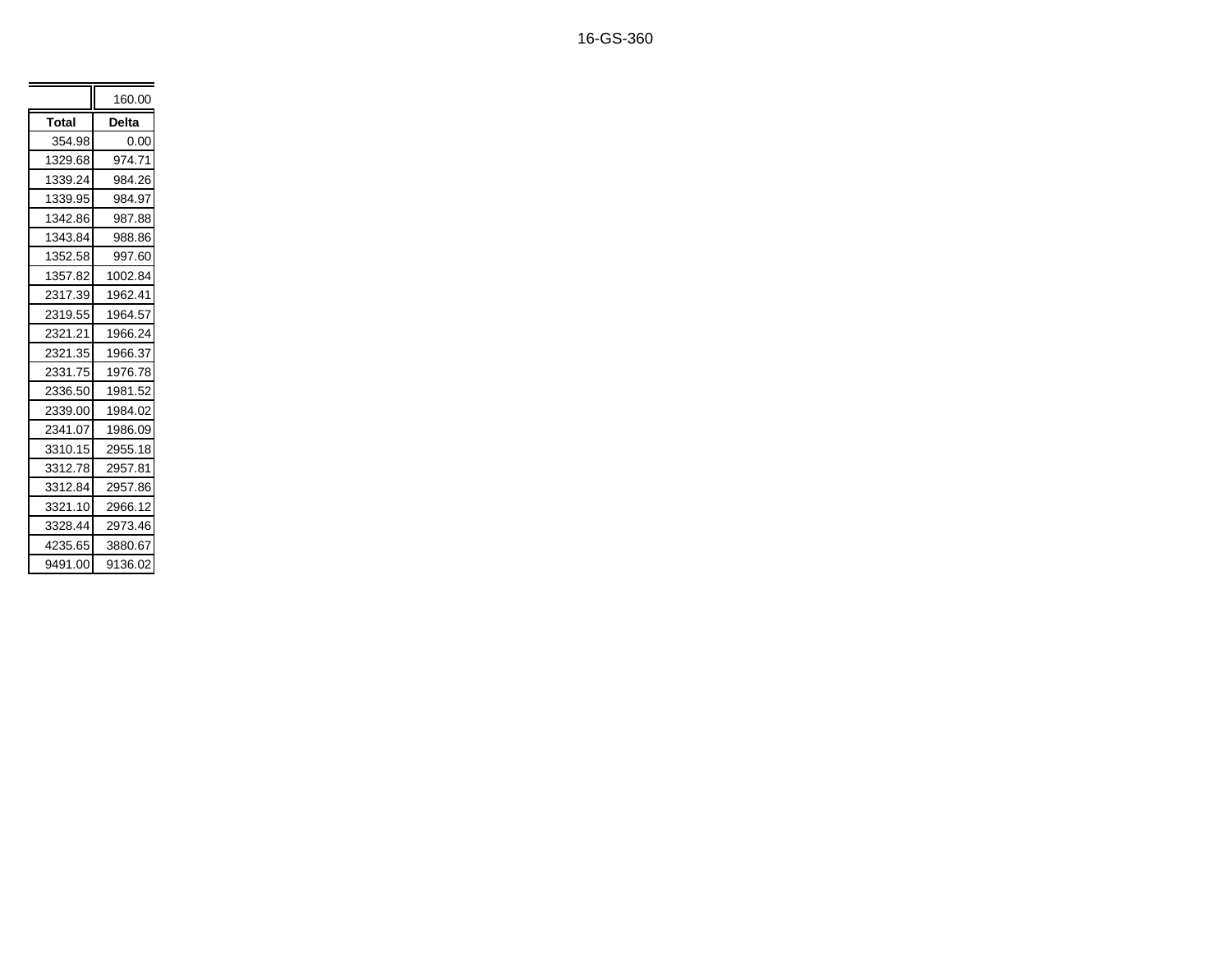16-GS-360

| | 160.00 |
|---|---|
| **Total** | **Delta** |
| 354.98 | 0.00 |
| 1329.68 | 974.71 |
| 1339.24 | 984.26 |
| 1339.95 | 984.97 |
| 1342.86 | 987.88 |
| 1343.84 | 988.86 |
| 1352.58 | 997.60 |
| 1357.82 | 1002.84 |
| 2317.39 | 1962.41 |
| 2319.55 | 1964.57 |
| 2321.21 | 1966.24 |
| 2321.35 | 1966.37 |
| 2331.75 | 1976.78 |
| 2336.50 | 1981.52 |
| 2339.00 | 1984.02 |
| 2341.07 | 1986.09 |
| 3310.15 | 2955.18 |
| 3312.78 | 2957.81 |
| 3312.84 | 2957.86 |
| 3321.10 | 2966.12 |
| 3328.44 | 2973.46 |
| 4235.65 | 3880.67 |
| 9491.00 | 9136.02 |